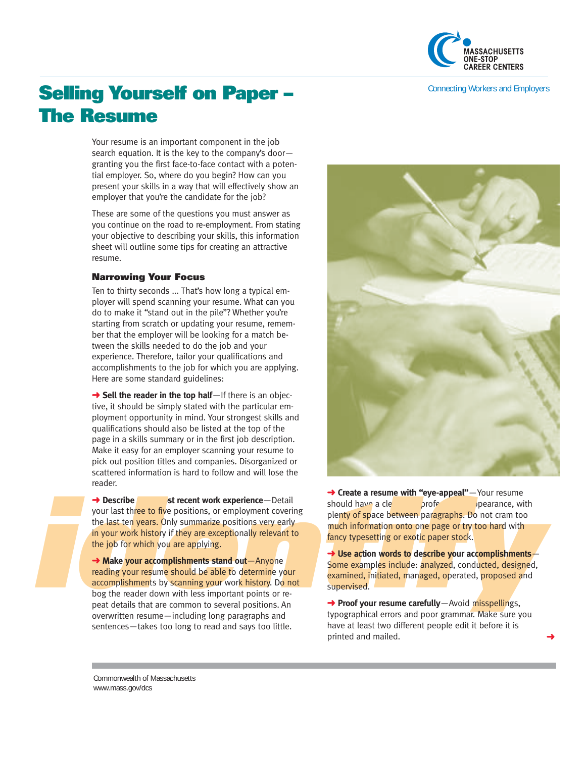# Selling Yourself on Paper – The Resume

Your resume is an important component in the job search equation. It is the key to the company's door—granting you the first face-to-face contact with a potential employer. So, where do you begin? How can you present your skills in a way that will effectively show an employer that you're the candidate for the job?

These are some of the questions you must answer as you continue on the road to re-employment. From stating your objective to describing your skills, this information sheet will outline some tips for creating an attractive resume.

### Narrowing Your Focus

Ten to thirty seconds ... That's how long a typical employer will spend scanning your resume. What can you do to make it "stand out in the pile"? Whether you're starting from scratch or updating your resume, remember that the employer will be looking for a match between the skills needed to do the job and your experience. Therefore, tailor your qualifications and accomplishments to the job for which you are applying. Here are some standard guidelines:

➜ **Sell the reader in the top half**—If there is an objective, it should be simply stated with the particular employment opportunity in mind. Your strongest skills and qualifications should also be listed at the top of the page in a skills summary or in the first job description. Make it easy for an employer scanning your resume to pick out position titles and companies. Disorganized or scattered information is hard to follow and will lose the reader.

➜ **Describe your most recent work experience**—Detail your last three to five positions, or employment covering the last ten years. Only summarize positions very early in your work history if they are exceptionally relevant to the job for which you are applying.

➜ **Make your accomplishments stand out**—Anyone reading your resume should be able to determine your accomplishments by scanning your work history. Do not bog the reader down with less important points or repeat details that are common to several positions. An overwritten resume—including long paragraphs and sentences—takes too long to read and says too little.

➜ **Create a resume with "eye-appeal"**—Your resume should have a clean, professional appearance, with plenty of space between paragraphs. Do not cram too much information onto one page or try too hard with fancy typesetting or exotic paper stock.

➜ **Use action words to describe your accomplishments**—Some examples include: analyzed, conducted, designed, examined, initiated, managed, operated, proposed and supervised.

➜ **Proof your resume carefully**—Avoid misspellings, typographical errors and poor grammar. Make sure you have at least two different people edit it before it is printed and mailed.

➜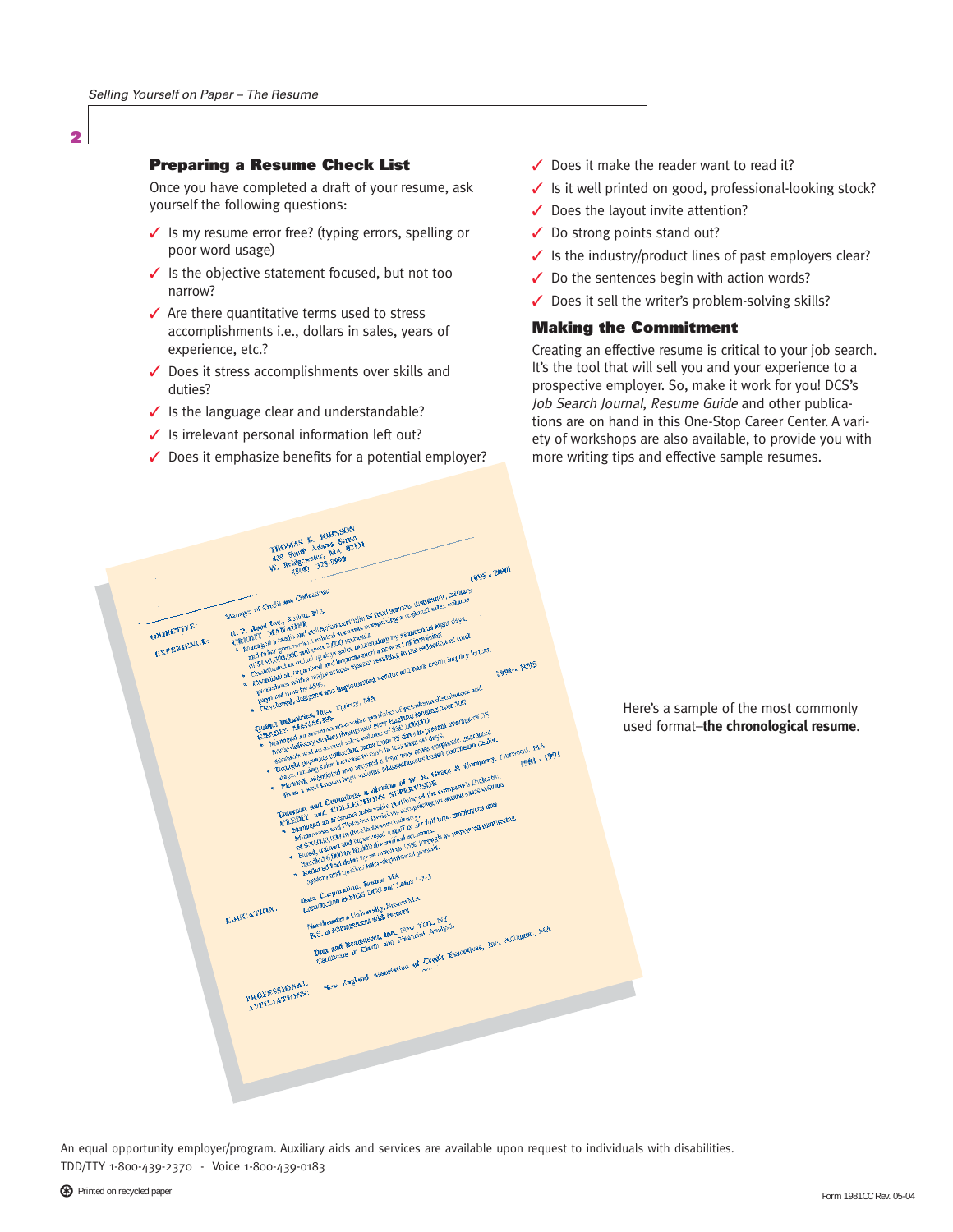## Preparing a Resume Check List

Once you have completed a draft of your resume, ask yourself the following questions:

- ✓ Is my resume error free? (typing errors, spelling or poor word usage)
- ✓ Is the objective statement focused, but not too narrow?
- ✓ Are there quantitative terms used to stress accomplishments i.e., dollars in sales, years of experience, etc.?
- ✓ Does it stress accomplishments over skills and duties?
- ✓ Is the language clear and understandable?
- ✓ Is irrelevant personal information left out?
- ✓ Does it emphasize benefits for a potential employer?
- ✓ Does it make the reader want to read it?
- ✓ Is it well printed on good, professional-looking stock?
- ✓ Does the layout invite attention?
- ✓ Do strong points stand out?
- ✓ Is the industry/product lines of past employers clear?
- ✓ Do the sentences begin with action words?
- ✓ Does it sell the writer's problem-solving skills?

## Making the Commitment

Creating an effective resume is critical to your job search. It's the tool that will sell you and your experience to a prospective employer. So, make it work for you! DCS's *Job Search Journal*, *Resume Guide* and other publications are on hand in this One-Stop Career Center. A variety of workshops are also available, to provide you with more writing tips and effective sample resumes.

Here's a sample of the most commonly used format–**the chronological resume**.

An equal opportunity employer/program. Auxiliary aids and services are available upon request to individuals with disabilities.
TDD/TTY 1-800-439-2370 - Voice 1-800-439-0183

Printed on recycled paper

Form 1981CC Rev. 05-04